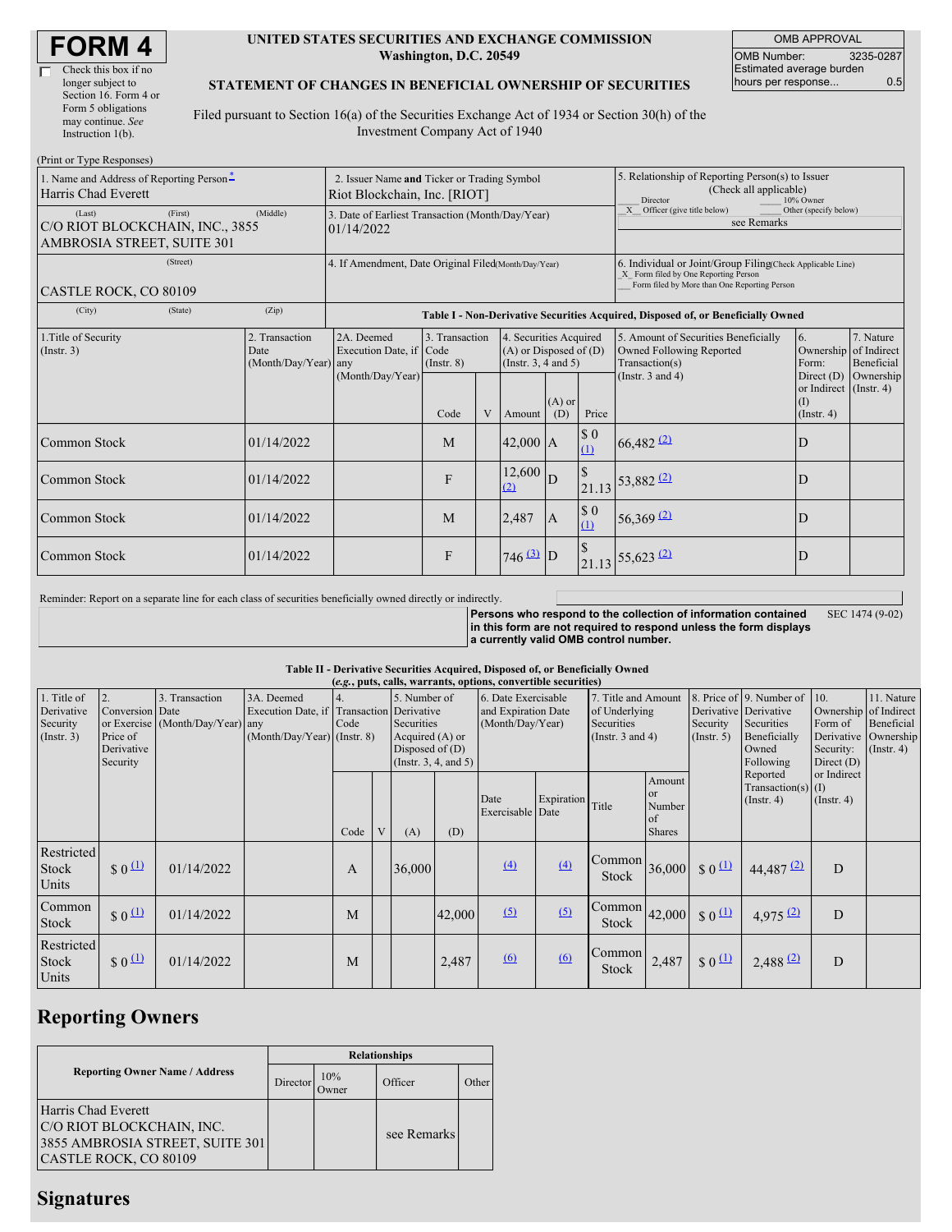# FORM 4

☐ Check this box if no longer subject to Section 16. Form 4 or Form 5 obligations may continue. *See* Instruction 1(b).

**UNITED STATES SECURITIES AND EXCHANGE COMMISSION**
**Washington, D.C. 20549**

**STATEMENT OF CHANGES IN BENEFICIAL OWNERSHIP OF SECURITIES**

Filed pursuant to Section 16(a) of the Securities Exchange Act of 1934 or Section 30(h) of the Investment Company Act of 1940

| OMB APPROVAL | |
|---|---|
| OMB Number: | 3235-0287 |
| Estimated average burden hours per response... | 0.5 |

(Print or Type Responses)

| | | |
|---|---|---|
| 1. Name and Address of Reporting Person*<br>Harris Chad Everett<br>(Last) (First) (Middle)<br>C/O RIOT BLOCKCHAIN, INC., 3855 AMBROSIA STREET, SUITE 301<br>(Street)<br>CASTLE ROCK, CO 80109<br>(City) (State) (Zip) | 2. Issuer Name **and** Ticker or Trading Symbol<br>Riot Blockchain, Inc. [RIOT]<br>3. Date of Earliest Transaction (Month/Day/Year)<br>01/14/2022<br>4. If Amendment, Date Original Filed(Month/Day/Year) | 5. Relationship of Reporting Person(s) to Issuer (Check all applicable)<br>___ Director ___ 10% Owner<br>_X_ Officer (give title below) ___ Other (specify below)<br>see Remarks<br>6. Individual or Joint/Group Filing(Check Applicable Line)<br>_X_ Form filed by One Reporting Person<br>___ Form filed by More than One Reporting Person |

**Table I - Non-Derivative Securities Acquired, Disposed of, or Beneficially Owned**

| 1.Title of Security (Instr. 3) | 2. Transaction Date (Month/Day/Year) | 2A. Deemed Execution Date, if any (Month/Day/Year) | 3. Transaction Code (Instr. 8) | | 4. Securities Acquired (A) or Disposed of (D) (Instr. 3, 4 and 5) | | | 5. Amount of Securities Beneficially Owned Following Reported Transaction(s) (Instr. 3 and 4) | 6. Ownership Form: Direct (D) or Indirect (I) (Instr. 4) | 7. Nature of Indirect Beneficial Ownership (Instr. 4) |
|---|---|---|---|---|---|---|---|---|---|---|
| | | | Code | V | Amount | (A) or (D) | Price | | | |
| Common Stock | 01/14/2022 | | M | | 42,000 | A | $ 0 (1) | 66,482 (2) | D | |
| Common Stock | 01/14/2022 | | F | | 12,600 (2) | D | $ 21.13 | 53,882 (2) | D | |
| Common Stock | 01/14/2022 | | M | | 2,487 | A | $ 0 (1) | 56,369 (2) | D | |
| Common Stock | 01/14/2022 | | F | | 746 (3) | D | $ 21.13 | 55,623 (2) | D | |

Reminder: Report on a separate line for each class of securities beneficially owned directly or indirectly.

**Persons who respond to the collection of information contained in this form are not required to respond unless the form displays a currently valid OMB control number.** SEC 1474 (9-02)

**Table II - Derivative Securities Acquired, Disposed of, or Beneficially Owned**
**(*e.g.*, puts, calls, warrants, options, convertible securities)**

| 1. Title of Derivative Security (Instr. 3) | 2. Conversion or Exercise Price of Derivative Security | 3. Transaction Date (Month/Day/Year) | 3A. Deemed Execution Date, if any (Month/Day/Year) | 4. Transaction Code (Instr. 8) | | 5. Number of Derivative Securities Acquired (A) or Disposed of (D) (Instr. 3, 4, and 5) | | 6. Date Exercisable and Expiration Date (Month/Day/Year) | | 7. Title and Amount of Underlying Securities (Instr. 3 and 4) | | 8. Price of Derivative Security (Instr. 5) | 9. Number of Derivative Securities Beneficially Owned Following Reported Transaction(s) (Instr. 4) | 10. Ownership Form of Derivative Security: Direct (D) or Indirect (I) (Instr. 4) | 11. Nature of Indirect Beneficial Ownership (Instr. 4) |
|---|---|---|---|---|---|---|---|---|---|---|---|---|---|---|---|
| | | | | Code | V | (A) | (D) | Date Exercisable | Expiration Date | Title | Amount or Number of Shares | | | | |
| Restricted Stock Units | $ 0 (1) | 01/14/2022 | | A | | 36,000 | | (4) | (4) | Common Stock | 36,000 | $ 0 (1) | 44,487 (2) | D | |
| Common Stock | $ 0 (1) | 01/14/2022 | | M | | | 42,000 | (5) | (5) | Common Stock | 42,000 | $ 0 (1) | 4,975 (2) | D | |
| Restricted Stock Units | $ 0 (1) | 01/14/2022 | | M | | | 2,487 | (6) | (6) | Common Stock | 2,487 | $ 0 (1) | 2,488 (2) | D | |

## Reporting Owners

| Reporting Owner Name / Address | Relationships | | | |
|---|---|---|---|---|
| | Director | 10% Owner | Officer | Other |
| Harris Chad Everett<br>C/O RIOT BLOCKCHAIN, INC.<br>3855 AMBROSIA STREET, SUITE 301<br>CASTLE ROCK, CO 80109 | | | see Remarks | |

## Signatures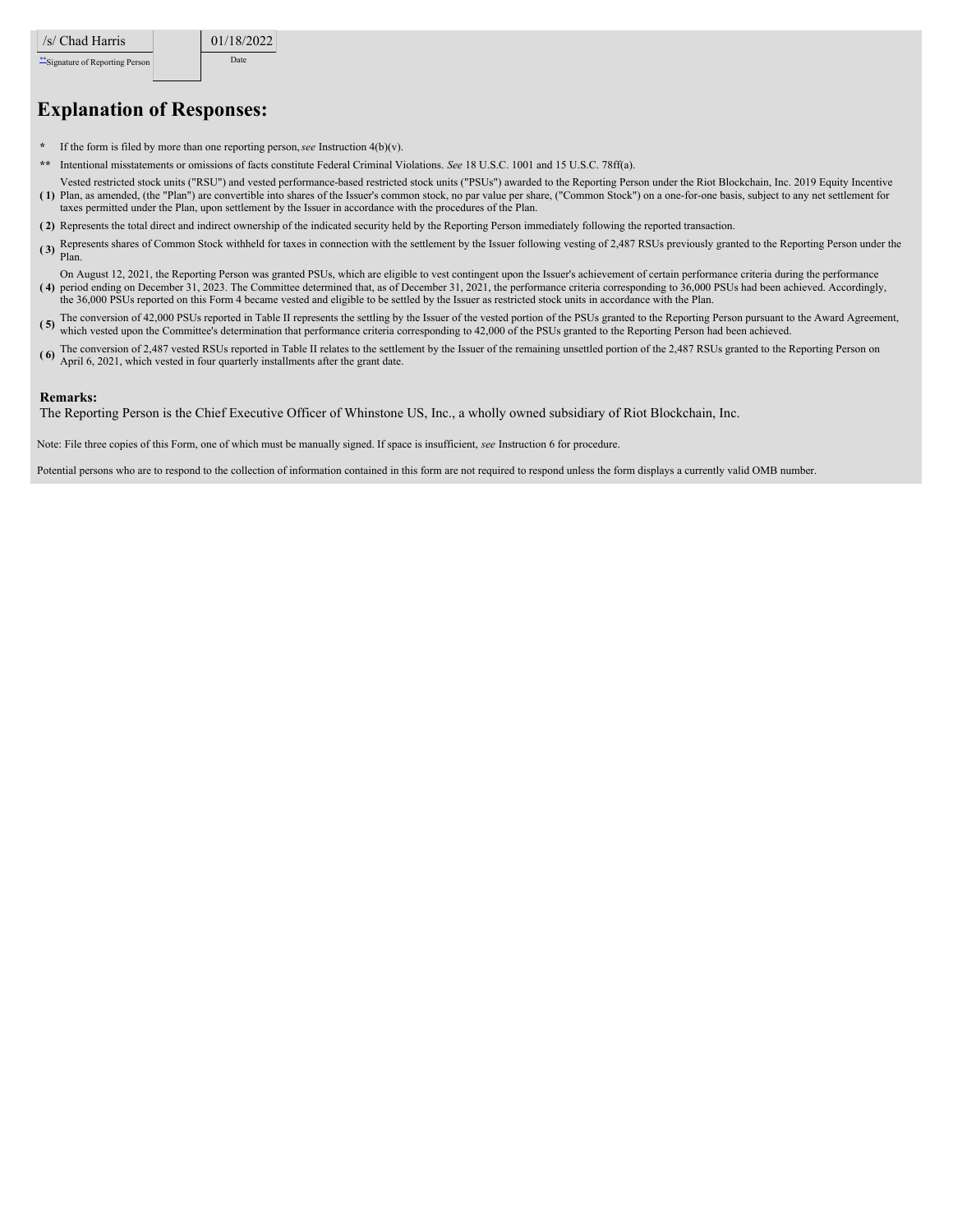| /s/ Chad Harris | | 01/18/2022 |
| --- | --- | --- |
| **Signature of Reporting Person | | Date |

# Explanation of Responses:

\* If the form is filed by more than one reporting person, *see* Instruction 4(b)(v).

\** Intentional misstatements or omissions of facts constitute Federal Criminal Violations. *See* 18 U.S.C. 1001 and 15 U.S.C. 78ff(a).

**( 1)** Vested restricted stock units ("RSU") and vested performance-based restricted stock units ("PSUs") awarded to the Reporting Person under the Riot Blockchain, Inc. 2019 Equity Incentive Plan, as amended, (the "Plan") are convertible into shares of the Issuer's common stock, no par value per share, ("Common Stock") on a one-for-one basis, subject to any net settlement for taxes permitted under the Plan, upon settlement by the Issuer in accordance with the procedures of the Plan.

**( 2)** Represents the total direct and indirect ownership of the indicated security held by the Reporting Person immediately following the reported transaction.

**( 3)** Represents shares of Common Stock withheld for taxes in connection with the settlement by the Issuer following vesting of 2,487 RSUs previously granted to the Reporting Person under the Plan.

**( 4)** On August 12, 2021, the Reporting Person was granted PSUs, which are eligible to vest contingent upon the Issuer's achievement of certain performance criteria during the performance period ending on December 31, 2023. The Committee determined that, as of December 31, 2021, the performance criteria corresponding to 36,000 PSUs had been achieved. Accordingly, the 36,000 PSUs reported on this Form 4 became vested and eligible to be settled by the Issuer as restricted stock units in accordance with the Plan.

**( 5)** The conversion of 42,000 PSUs reported in Table II represents the settling by the Issuer of the vested portion of the PSUs granted to the Reporting Person pursuant to the Award Agreement, which vested upon the Committee's determination that performance criteria corresponding to 42,000 of the PSUs granted to the Reporting Person had been achieved.

**( 6)** The conversion of 2,487 vested RSUs reported in Table II relates to the settlement by the Issuer of the remaining unsettled portion of the 2,487 RSUs granted to the Reporting Person on April 6, 2021, which vested in four quarterly installments after the grant date.

**Remarks:**

The Reporting Person is the Chief Executive Officer of Whinstone US, Inc., a wholly owned subsidiary of Riot Blockchain, Inc.

Note: File three copies of this Form, one of which must be manually signed. If space is insufficient, *see* Instruction 6 for procedure.

Potential persons who are to respond to the collection of information contained in this form are not required to respond unless the form displays a currently valid OMB number.